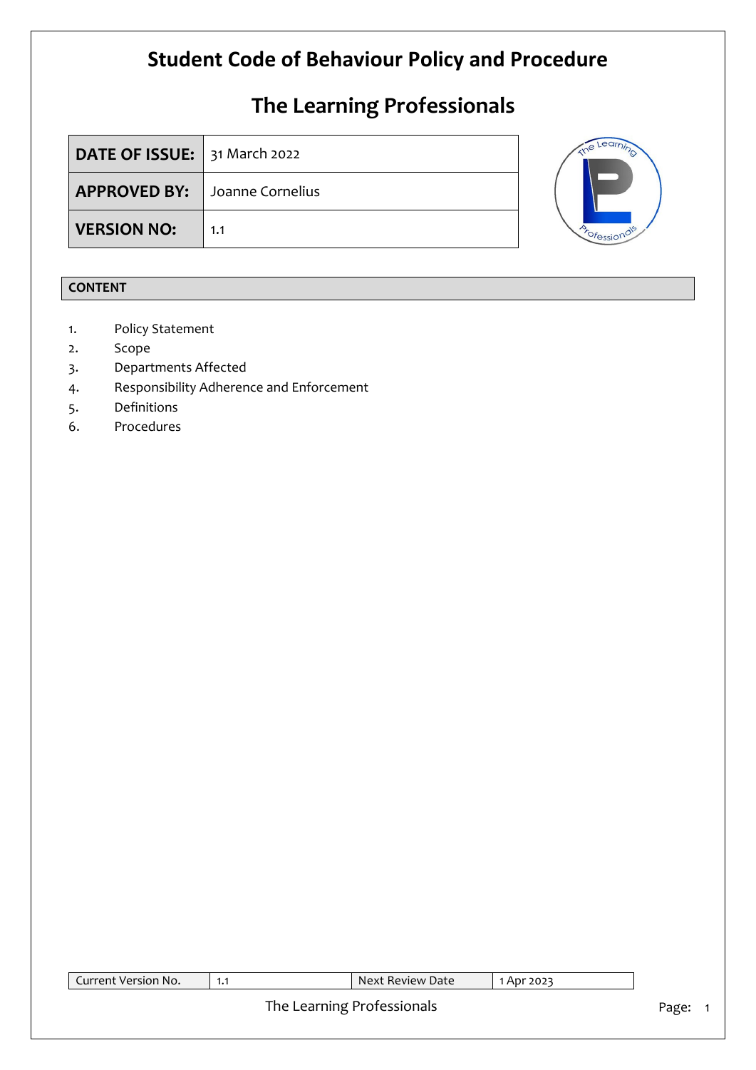# Student Code of Behaviour Policy and Procedure

# The Learning Professionals

| DATE OF ISSUE: | 31 March 2022 |
|---|---|
| APPROVED BY: | Joanne Cornelius |
| VERSION NO: | 1.1 |

| CONTENT |
|---|

1. Policy Statement
2. Scope
3. Departments Affected
4. Responsibility Adherence and Enforcement
5. Definitions
6. Procedures

| Current Version No. | 1.1 | Next Review Date | 1 Apr 2023 |
|---|---|---|---|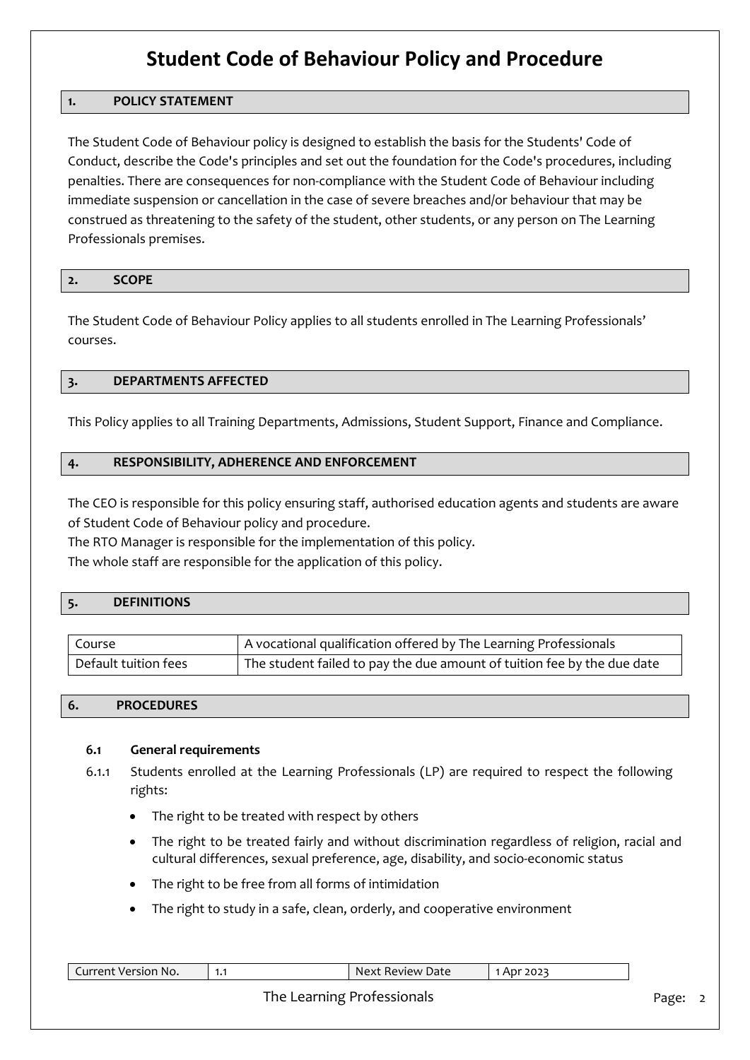# Student Code of Behaviour Policy and Procedure

## 1. POLICY STATEMENT

The Student Code of Behaviour policy is designed to establish the basis for the Students' Code of Conduct, describe the Code's principles and set out the foundation for the Code's procedures, including penalties. There are consequences for non-compliance with the Student Code of Behaviour including immediate suspension or cancellation in the case of severe breaches and/or behaviour that may be construed as threatening to the safety of the student, other students, or any person on The Learning Professionals premises.

## 2. SCOPE

The Student Code of Behaviour Policy applies to all students enrolled in The Learning Professionals' courses.

## 3. DEPARTMENTS AFFECTED

This Policy applies to all Training Departments, Admissions, Student Support, Finance and Compliance.

## 4. RESPONSIBILITY, ADHERENCE AND ENFORCEMENT

The CEO is responsible for this policy ensuring staff, authorised education agents and students are aware of Student Code of Behaviour policy and procedure.
The RTO Manager is responsible for the implementation of this policy.
The whole staff are responsible for the application of this policy.

## 5. DEFINITIONS

| Course | A vocational qualification offered by The Learning Professionals |
|---|---|
| Default tuition fees | The student failed to pay the due amount of tuition fee by the due date |

## 6. PROCEDURES

### 6.1 General requirements

6.1.1 Students enrolled at the Learning Professionals (LP) are required to respect the following rights:

- The right to be treated with respect by others
- The right to be treated fairly and without discrimination regardless of religion, racial and cultural differences, sexual preference, age, disability, and socio-economic status
- The right to be free from all forms of intimidation
- The right to study in a safe, clean, orderly, and cooperative environment

| Current Version No. | 1.1 | Next Review Date | 1 Apr 2023 |
|---|---|---|---|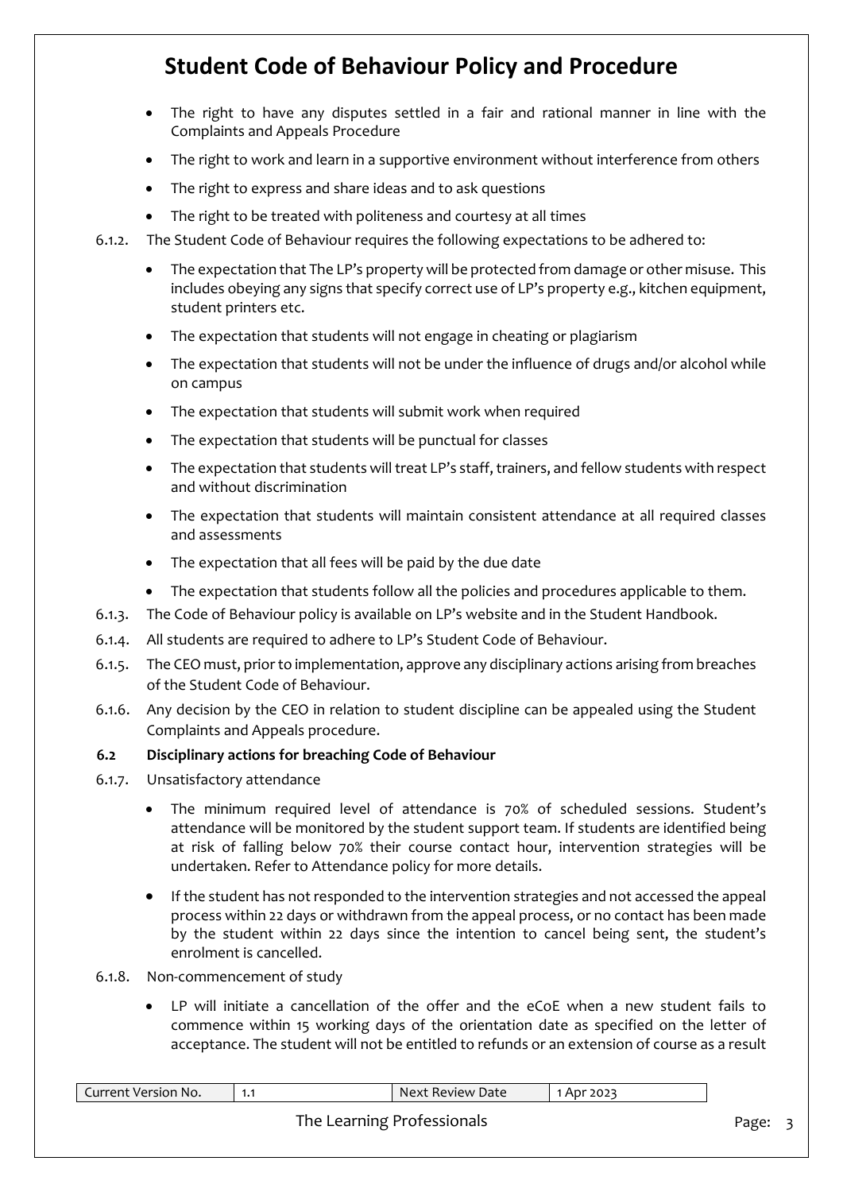- The right to have any disputes settled in a fair and rational manner in line with the Complaints and Appeals Procedure
- The right to work and learn in a supportive environment without interference from others
- The right to express and share ideas and to ask questions
- The right to be treated with politeness and courtesy at all times

6.1.2. The Student Code of Behaviour requires the following expectations to be adhered to:

- The expectation that The LP's property will be protected from damage or other misuse. This includes obeying any signs that specify correct use of LP's property e.g., kitchen equipment, student printers etc.
- The expectation that students will not engage in cheating or plagiarism
- The expectation that students will not be under the influence of drugs and/or alcohol while on campus
- The expectation that students will submit work when required
- The expectation that students will be punctual for classes
- The expectation that students will treat LP's staff, trainers, and fellow students with respect and without discrimination
- The expectation that students will maintain consistent attendance at all required classes and assessments
- The expectation that all fees will be paid by the due date
- The expectation that students follow all the policies and procedures applicable to them.

6.1.3. The Code of Behaviour policy is available on LP's website and in the Student Handbook.

6.1.4. All students are required to adhere to LP's Student Code of Behaviour.

6.1.5. The CEO must, prior to implementation, approve any disciplinary actions arising from breaches of the Student Code of Behaviour.

6.1.6. Any decision by the CEO in relation to student discipline can be appealed using the Student Complaints and Appeals procedure.

**6.2 Disciplinary actions for breaching Code of Behaviour**

6.1.7. Unsatisfactory attendance

- The minimum required level of attendance is 70% of scheduled sessions. Student's attendance will be monitored by the student support team. If students are identified being at risk of falling below 70% their course contact hour, intervention strategies will be undertaken. Refer to Attendance policy for more details.
- If the student has not responded to the intervention strategies and not accessed the appeal process within 22 days or withdrawn from the appeal process, or no contact has been made by the student within 22 days since the intention to cancel being sent, the student's enrolment is cancelled.

6.1.8. Non-commencement of study

- LP will initiate a cancellation of the offer and the eCoE when a new student fails to commence within 15 working days of the orientation date as specified on the letter of acceptance. The student will not be entitled to refunds or an extension of course as a result

| Current Version No. | 1.1 | Next Review Date | 1 Apr 2023 |
| --- | --- | --- | --- |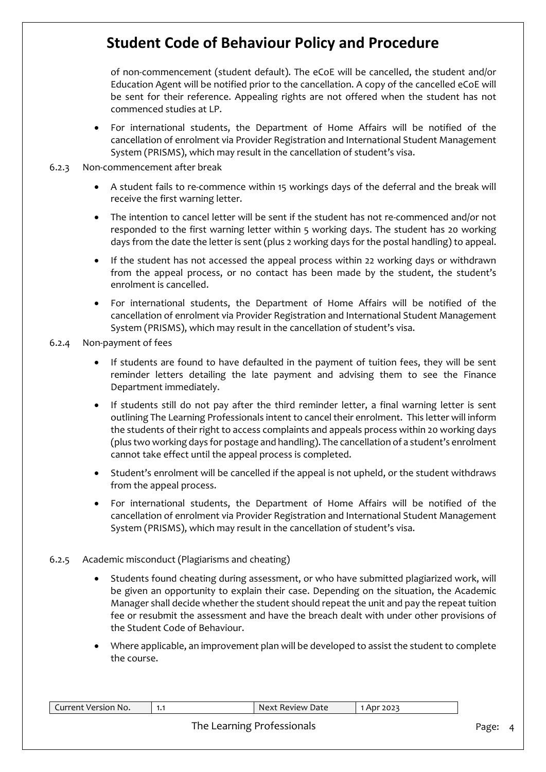of non-commencement (student default). The eCoE will be cancelled, the student and/or Education Agent will be notified prior to the cancellation. A copy of the cancelled eCoE will be sent for their reference. Appealing rights are not offered when the student has not commenced studies at LP.

- For international students, the Department of Home Affairs will be notified of the cancellation of enrolment via Provider Registration and International Student Management System (PRISMS), which may result in the cancellation of student's visa.

6.2.3 Non-commencement after break

- A student fails to re-commence within 15 workings days of the deferral and the break will receive the first warning letter.
- The intention to cancel letter will be sent if the student has not re-commenced and/or not responded to the first warning letter within 5 working days. The student has 20 working days from the date the letter is sent (plus 2 working days for the postal handling) to appeal.
- If the student has not accessed the appeal process within 22 working days or withdrawn from the appeal process, or no contact has been made by the student, the student's enrolment is cancelled.
- For international students, the Department of Home Affairs will be notified of the cancellation of enrolment via Provider Registration and International Student Management System (PRISMS), which may result in the cancellation of student's visa.

6.2.4 Non-payment of fees

- If students are found to have defaulted in the payment of tuition fees, they will be sent reminder letters detailing the late payment and advising them to see the Finance Department immediately.
- If students still do not pay after the third reminder letter, a final warning letter is sent outlining The Learning Professionals intent to cancel their enrolment. This letter will inform the students of their right to access complaints and appeals process within 20 working days (plus two working days for postage and handling). The cancellation of a student's enrolment cannot take effect until the appeal process is completed.
- Student's enrolment will be cancelled if the appeal is not upheld, or the student withdraws from the appeal process.
- For international students, the Department of Home Affairs will be notified of the cancellation of enrolment via Provider Registration and International Student Management System (PRISMS), which may result in the cancellation of student's visa.

6.2.5 Academic misconduct (Plagiarisms and cheating)

- Students found cheating during assessment, or who have submitted plagiarized work, will be given an opportunity to explain their case. Depending on the situation, the Academic Manager shall decide whether the student should repeat the unit and pay the repeat tuition fee or resubmit the assessment and have the breach dealt with under other provisions of the Student Code of Behaviour.
- Where applicable, an improvement plan will be developed to assist the student to complete the course.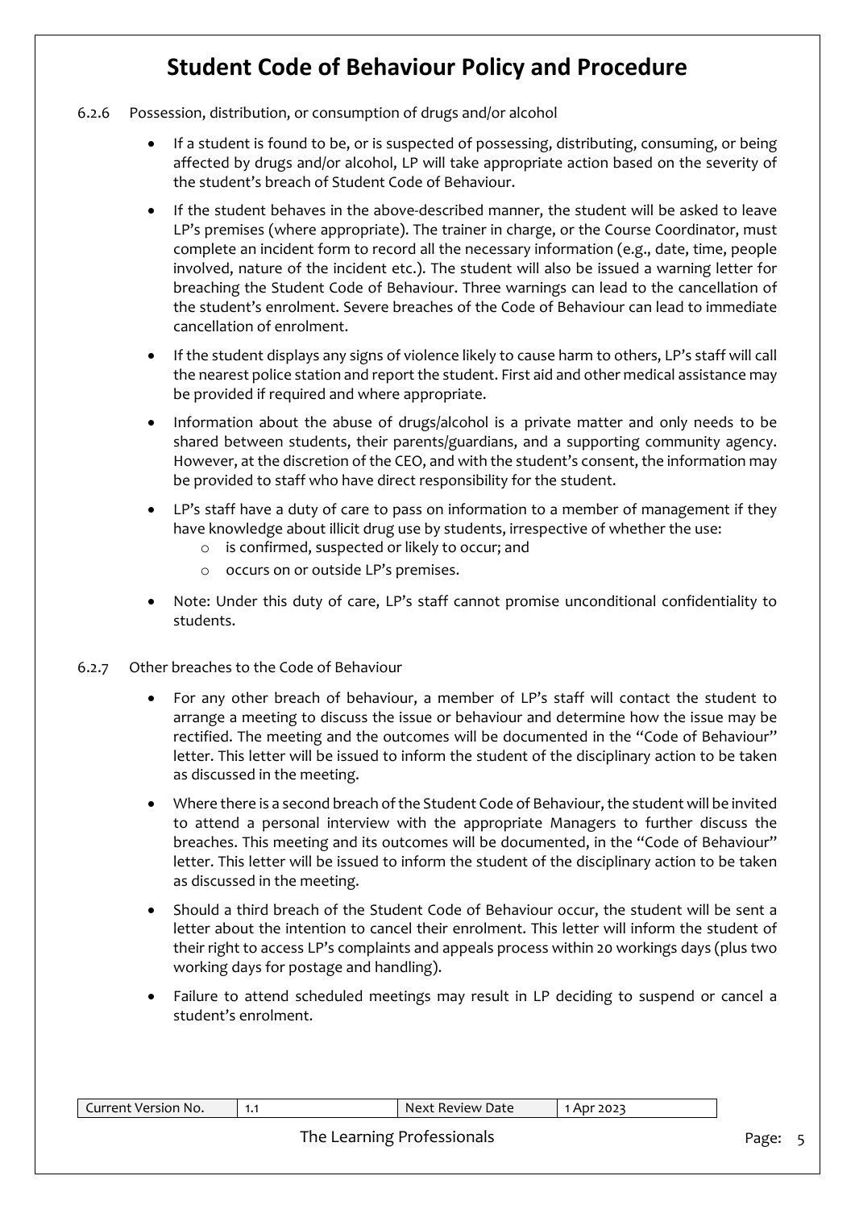6.2.6 Possession, distribution, or consumption of drugs and/or alcohol

- If a student is found to be, or is suspected of possessing, distributing, consuming, or being affected by drugs and/or alcohol, LP will take appropriate action based on the severity of the student's breach of Student Code of Behaviour.
- If the student behaves in the above-described manner, the student will be asked to leave LP's premises (where appropriate). The trainer in charge, or the Course Coordinator, must complete an incident form to record all the necessary information (e.g., date, time, people involved, nature of the incident etc.). The student will also be issued a warning letter for breaching the Student Code of Behaviour. Three warnings can lead to the cancellation of the student's enrolment. Severe breaches of the Code of Behaviour can lead to immediate cancellation of enrolment.
- If the student displays any signs of violence likely to cause harm to others, LP's staff will call the nearest police station and report the student. First aid and other medical assistance may be provided if required and where appropriate.
- Information about the abuse of drugs/alcohol is a private matter and only needs to be shared between students, their parents/guardians, and a supporting community agency. However, at the discretion of the CEO, and with the student's consent, the information may be provided to staff who have direct responsibility for the student.
- LP's staff have a duty of care to pass on information to a member of management if they have knowledge about illicit drug use by students, irrespective of whether the use:
  - is confirmed, suspected or likely to occur; and
  - occurs on or outside LP's premises.
- Note: Under this duty of care, LP's staff cannot promise unconditional confidentiality to students.

6.2.7 Other breaches to the Code of Behaviour

- For any other breach of behaviour, a member of LP's staff will contact the student to arrange a meeting to discuss the issue or behaviour and determine how the issue may be rectified. The meeting and the outcomes will be documented in the "Code of Behaviour" letter. This letter will be issued to inform the student of the disciplinary action to be taken as discussed in the meeting.
- Where there is a second breach of the Student Code of Behaviour, the student will be invited to attend a personal interview with the appropriate Managers to further discuss the breaches. This meeting and its outcomes will be documented, in the "Code of Behaviour" letter. This letter will be issued to inform the student of the disciplinary action to be taken as discussed in the meeting.
- Should a third breach of the Student Code of Behaviour occur, the student will be sent a letter about the intention to cancel their enrolment. This letter will inform the student of their right to access LP's complaints and appeals process within 20 workings days (plus two working days for postage and handling).
- Failure to attend scheduled meetings may result in LP deciding to suspend or cancel a student's enrolment.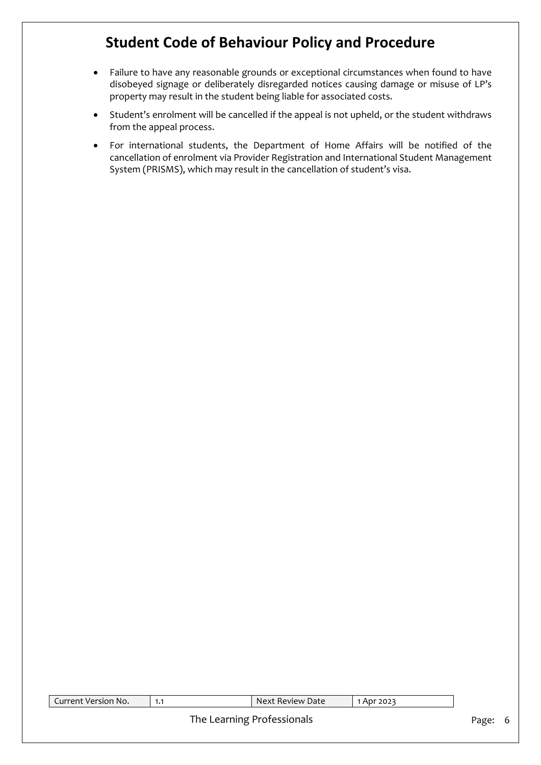- Failure to have any reasonable grounds or exceptional circumstances when found to have disobeyed signage or deliberately disregarded notices causing damage or misuse of LP's property may result in the student being liable for associated costs.
- Student's enrolment will be cancelled if the appeal is not upheld, or the student withdraws from the appeal process.
- For international students, the Department of Home Affairs will be notified of the cancellation of enrolment via Provider Registration and International Student Management System (PRISMS), which may result in the cancellation of student's visa.